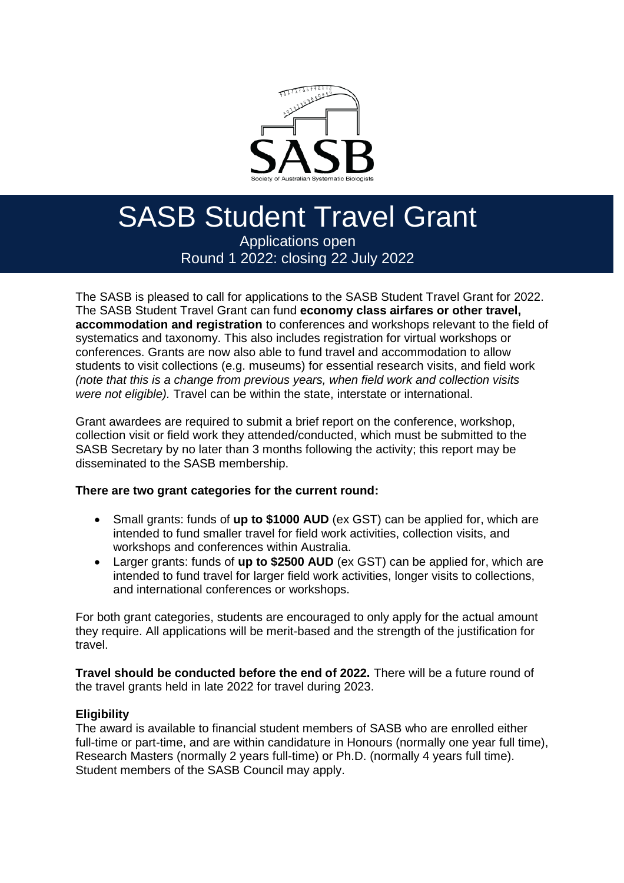# SASB Student Travel Grant

Applications open
Round 1 2022: closing 22 July 2022

The SASB is pleased to call for applications to the SASB Student Travel Grant for 2022. The SASB Student Travel Grant can fund **economy class airfares or other travel, accommodation and registration** to conferences and workshops relevant to the field of systematics and taxonomy. This also includes registration for virtual workshops or conferences. Grants are now also able to fund travel and accommodation to allow students to visit collections (e.g. museums) for essential research visits, and field work *(note that this is a change from previous years, when field work and collection visits were not eligible).* Travel can be within the state, interstate or international.

Grant awardees are required to submit a brief report on the conference, workshop, collection visit or field work they attended/conducted, which must be submitted to the SASB Secretary by no later than 3 months following the activity; this report may be disseminated to the SASB membership.

**There are two grant categories for the current round:**

- Small grants: funds of **up to $1000 AUD** (ex GST) can be applied for, which are intended to fund smaller travel for field work activities, collection visits, and workshops and conferences within Australia.
- Larger grants: funds of **up to $2500 AUD** (ex GST) can be applied for, which are intended to fund travel for larger field work activities, longer visits to collections, and international conferences or workshops.

For both grant categories, students are encouraged to only apply for the actual amount they require. All applications will be merit-based and the strength of the justification for travel.

**Travel should be conducted before the end of 2022.** There will be a future round of the travel grants held in late 2022 for travel during 2023.

### Eligibility

The award is available to financial student members of SASB who are enrolled either full-time or part-time, and are within candidature in Honours (normally one year full time), Research Masters (normally 2 years full-time) or Ph.D. (normally 4 years full time). Student members of the SASB Council may apply.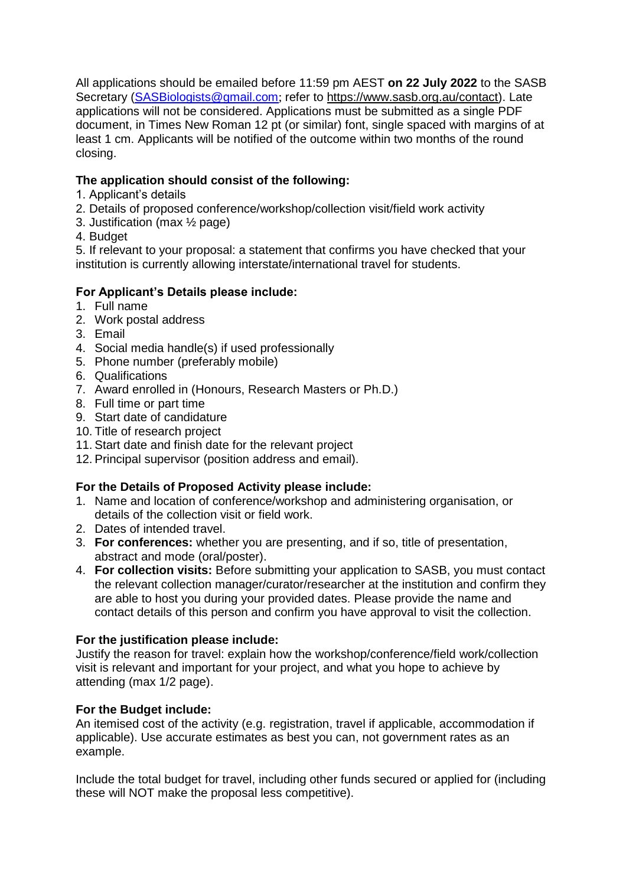All applications should be emailed before 11:59 pm AEST **on 22 July 2022** to the SASB Secretary (SASBiologists@gmail.com; refer to https://www.sasb.org.au/contact). Late applications will not be considered. Applications must be submitted as a single PDF document, in Times New Roman 12 pt (or similar) font, single spaced with margins of at least 1 cm. Applicants will be notified of the outcome within two months of the round closing.

**The application should consist of the following:**

1. Applicant's details
2. Details of proposed conference/workshop/collection visit/field work activity
3. Justification (max ½ page)
4. Budget
5. If relevant to your proposal: a statement that confirms you have checked that your institution is currently allowing interstate/international travel for students.

**For Applicant's Details please include:**

1. Full name
2. Work postal address
3. Email
4. Social media handle(s) if used professionally
5. Phone number (preferably mobile)
6. Qualifications
7. Award enrolled in (Honours, Research Masters or Ph.D.)
8. Full time or part time
9. Start date of candidature
10. Title of research project
11. Start date and finish date for the relevant project
12. Principal supervisor (position address and email).

**For the Details of Proposed Activity please include:**

1. Name and location of conference/workshop and administering organisation, or details of the collection visit or field work.
2. Dates of intended travel.
3. **For conferences:** whether you are presenting, and if so, title of presentation, abstract and mode (oral/poster).
4. **For collection visits:** Before submitting your application to SASB, you must contact the relevant collection manager/curator/researcher at the institution and confirm they are able to host you during your provided dates. Please provide the name and contact details of this person and confirm you have approval to visit the collection.

**For the justification please include:**

Justify the reason for travel: explain how the workshop/conference/field work/collection visit is relevant and important for your project, and what you hope to achieve by attending (max 1/2 page).

**For the Budget include:**

An itemised cost of the activity (e.g. registration, travel if applicable, accommodation if applicable). Use accurate estimates as best you can, not government rates as an example.

Include the total budget for travel, including other funds secured or applied for (including these will NOT make the proposal less competitive).